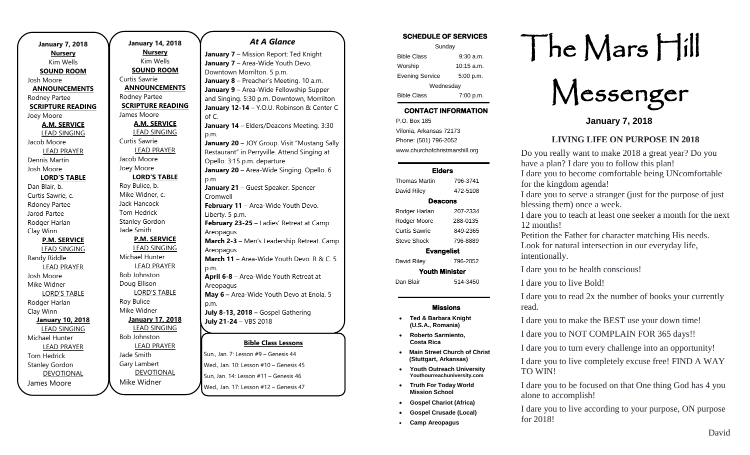**January 7, 2018**

**Nursery**
Kim Wells

**SOUND ROOM**
Josh Moore

**ANNOUNCEMENTS**
Rodney Partee

**SCRIPTURE READING**
Joey Moore

**A.M. SERVICE**

LEAD SINGING
Jacob Moore

LEAD PRAYER
Dennis Martin
Josh Moore

**LORD'S TABLE**
Dan Blair, b.
Curtis Sawrie, c.
Rdoney Partee
Jarod Partee
Rodger Harlan
Clay Winn

**P.M. SERVICE**

LEAD SINGING
Randy Riddle

LEAD PRAYER
Josh Moore
Mike Widner

LORD'S TABLE
Rodger Harlan
Clay Winn

**January 10, 2018**

LEAD SINGING
Michael Hunter

LEAD PRAYER
Tom Hedrick
Stanley Gordon

DEVOTIONAL
James Moore

**January 14, 2018**

**Nursery**
Kim Wells

**SOUND ROOM**
Curtis Sawrie

**ANNOUNCEMENTS**
Rodney Partee

**SCRIPTURE READING**
James Moore

**A.M. SERVICE**

LEAD SINGING
Curtis Sawrie

LEAD PRAYER
Jacob Moore
Joey Moore

**LORD'S TABLE**
Roy Bulice, b.
Mike Widner, c.
Jack Hancock
Tom Hedrick
Stanley Gordon
Jade Smith

**P.M. SERVICE**

LEAD SINGING
Michael Hunter

LEAD PRAYER
Bob Johnston
Doug Ellison

LORD'S TABLE
Roy Bulice
Mike Widner

**January 17, 2018**

LEAD SINGING
Bob Johnston

LEAD PRAYER
Jade Smith
Gary Lambert

DEVOTIONAL
Mike Widner

## *At A Glance*

**January 7** – Mission Report: Ted Knight
**January 7** – Area-Wide Youth Devo. Downtown Morrilton. 5 p.m.
**January 8** – Preacher's Meeting. 10 a.m.
**January 9** – Area-Wide Fellowship Supper and Singing. 5:30 p.m. Downtown, Morrilton
**January 12-14** – Y.O.U. Robinson & Center C of C.
**January 14** – Elders/Deacons Meeting. 3:30 p.m.
**January 20** – JOY Group. Visit "Mustang Sally Restaurant" in Perryville. Attend Singing at Opello. 3:15 p.m. departure
**January 20** – Area-Wide Singing. Opello. 6 p.m
**January 21** – Guest Speaker. Spencer Cromwell
**February 11** – Area-Wide Youth Devo. Liberty. 5 p.m.
**February 23-25** – Ladies' Retreat at Camp Areopagus
**March 2-3** – Men's Leadership Retreat. Camp Areopagus
**March 11** – Area-Wide Youth Devo. R & C. 5 p.m.
**April 6-8** – Area-Wide Youth Retreat at Areopagus
**May 6 –** Area-Wide Youth Devo at Enola. 5 p.m.
**July 8-13, 2018 –** Gospel Gathering
**July 21-24** – VBS 2018

**Bible Class Lessons**

Sun., Jan. 7: Lesson #9 – Genesis 44
Wed., Jan. 10: Lesson #10 – Genesis 45
Sun, Jan. 14: Lesson #11 – Genesis 46
Wed., Jan. 17: Lesson #12 – Genesis 47

**SCHEDULE OF SERVICES**

| Sunday | |
|---|---|
| Bible Class | 9:30 a.m. |
| Worship | 10:15 a.m. |
| Evening Service | 5:00 p.m. |
| Wednesday | |
| Bible Class | 7:00 p.m. |

**CONTACT INFORMATION**

P.O. Box 185
Vilonia, Arkansas 72173
Phone: (501) 796-2052
www.churchofchristmarshill.org

**Elders**

| | |
|---|---|
| Thomas Martin | 796-3741 |
| David Riley | 472-5108 |

**Deacons**

| | |
|---|---|
| Rodger Harlan | 207-2334 |
| Rodger Moore | 288-0135 |
| Curtis Sawrie | 849-2365 |
| Steve Shock | 796-8889 |

**Evangelist**

| | |
|---|---|
| David Riley | 796-2052 |

**Youth Minister**

| | |
|---|---|
| Dan Blair | 514-3450 |

**Missions**

- **Ted & Barbara Knight (U.S.A., Romania)**
- **Roberto Sarmiento, Costa Rica**
- **Main Street Church of Christ (Stuttgart, Arkansas)**
- **Youth Outreach University** Youthourreachuniversity.com
- **Truth For Today World Mission School**
- **Gospel Chariot (Africa)**
- **Gospel Crusade (Local)**
- **Camp Areopagus**

# The Mars Hill Messenger

**January 7, 2018**

## LIVING LIFE ON PURPOSE IN 2018

Do you really want to make 2018 a great year? Do you have a plan? I dare you to follow this plan!
I dare you to become comfortable being UNcomfortable for the kingdom agenda!
I dare you to serve a stranger (just for the purpose of just blessing them) once a week.
I dare you to teach at least one seeker a month for the next 12 months!
Petition the Father for character matching His needs. Look for natural intersection in our everyday life, intentionally.

I dare you to be health conscious!

I dare you to live Bold!

I dare you to read 2x the number of books your currently read.

I dare you to make the BEST use your down time!

I dare you to NOT COMPLAIN FOR 365 days!!

I dare you to turn every challenge into an opportunity!

I dare you to live completely excuse free! FIND A WAY TO WIN!

I dare you to be focused on that One thing God has 4 you alone to accomplish!

I dare you to live according to your purpose, ON purpose for 2018!

David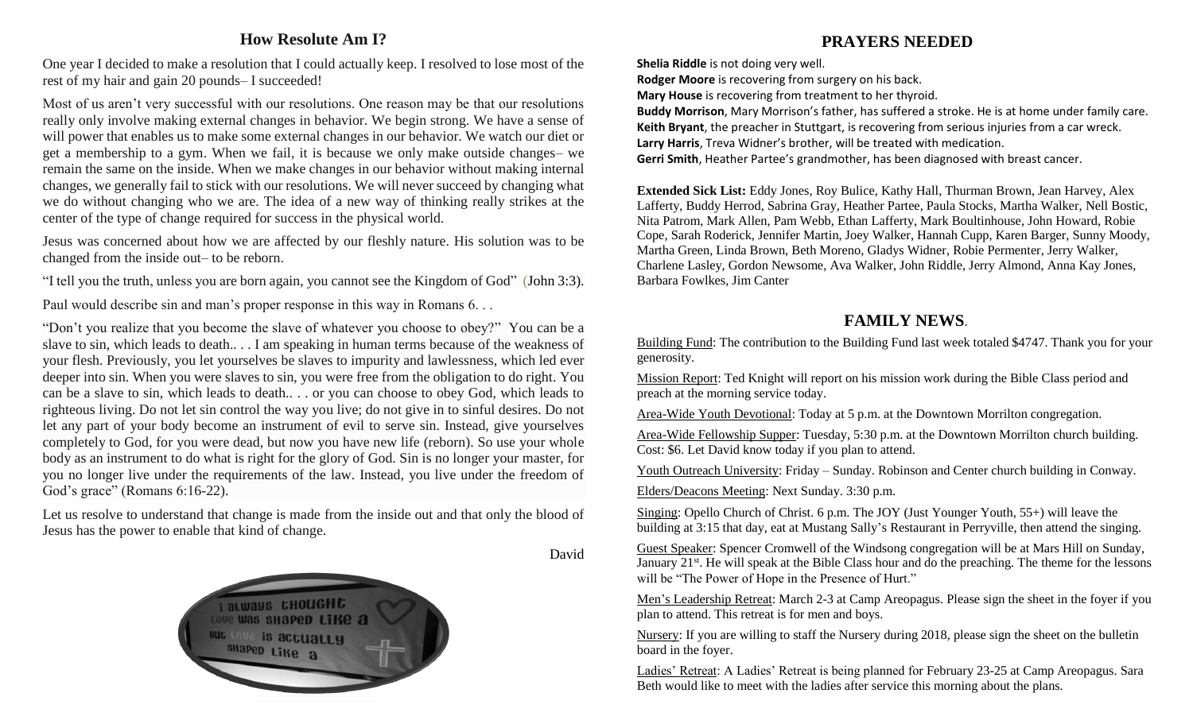## How Resolute Am I?

One year I decided to make a resolution that I could actually keep. I resolved to lose most of the rest of my hair and gain 20 pounds– I succeeded!

Most of us aren't very successful with our resolutions. One reason may be that our resolutions really only involve making external changes in behavior. We begin strong. We have a sense of will power that enables us to make some external changes in our behavior. We watch our diet or get a membership to a gym. When we fail, it is because we only make outside changes– we remain the same on the inside. When we make changes in our behavior without making internal changes, we generally fail to stick with our resolutions. We will never succeed by changing what we do without changing who we are. The idea of a new way of thinking really strikes at the center of the type of change required for success in the physical world.

Jesus was concerned about how we are affected by our fleshly nature. His solution was to be changed from the inside out– to be reborn.

"I tell you the truth, unless you are born again, you cannot see the Kingdom of God" (John 3:3).

Paul would describe sin and man's proper response in this way in Romans 6. . .

"Don't you realize that you become the slave of whatever you choose to obey?" You can be a slave to sin, which leads to death.. . . I am speaking in human terms because of the weakness of your flesh. Previously, you let yourselves be slaves to impurity and lawlessness, which led ever deeper into sin. When you were slaves to sin, you were free from the obligation to do right. You can be a slave to sin, which leads to death.. . . or you can choose to obey God, which leads to righteous living. Do not let sin control the way you live; do not give in to sinful desires. Do not let any part of your body become an instrument of evil to serve sin. Instead, give yourselves completely to God, for you were dead, but now you have new life (reborn). So use your whole body as an instrument to do what is right for the glory of God. Sin is no longer your master, for you no longer live under the requirements of the law. Instead, you live under the freedom of God's grace" (Romans 6:16-22).

Let us resolve to understand that change is made from the inside out and that only the blood of Jesus has the power to enable that kind of change.

David

## PRAYERS NEEDED

**Shelia Riddle** is not doing very well.
**Rodger Moore** is recovering from surgery on his back.
**Mary House** is recovering from treatment to her thyroid.
**Buddy Morrison**, Mary Morrison's father, has suffered a stroke. He is at home under family care.
**Keith Bryant**, the preacher in Stuttgart, is recovering from serious injuries from a car wreck.
**Larry Harris**, Treva Widner's brother, will be treated with medication.
**Gerri Smith**, Heather Partee's grandmother, has been diagnosed with breast cancer.

**Extended Sick List:** Eddy Jones, Roy Bulice, Kathy Hall, Thurman Brown, Jean Harvey, Alex Lafferty, Buddy Herrod, Sabrina Gray, Heather Partee, Paula Stocks, Martha Walker, Nell Bostic, Nita Patrom, Mark Allen, Pam Webb, Ethan Lafferty, Mark Boultinhouse, John Howard, Robie Cope, Sarah Roderick, Jennifer Martin, Joey Walker, Hannah Cupp, Karen Barger, Sunny Moody, Martha Green, Linda Brown, Beth Moreno, Gladys Widner, Robie Permenter, Jerry Walker, Charlene Lasley, Gordon Newsome, Ava Walker, John Riddle, Jerry Almond, Anna Kay Jones, Barbara Fowlkes, Jim Canter

## FAMILY NEWS.

Building Fund: The contribution to the Building Fund last week totaled $4747. Thank you for your generosity.

Mission Report: Ted Knight will report on his mission work during the Bible Class period and preach at the morning service today.

Area-Wide Youth Devotional: Today at 5 p.m. at the Downtown Morrilton congregation.

Area-Wide Fellowship Supper: Tuesday, 5:30 p.m. at the Downtown Morrilton church building. Cost: $6. Let David know today if you plan to attend.

Youth Outreach University: Friday – Sunday. Robinson and Center church building in Conway.

Elders/Deacons Meeting: Next Sunday. 3:30 p.m.

Singing: Opello Church of Christ. 6 p.m. The JOY (Just Younger Youth, 55+) will leave the building at 3:15 that day, eat at Mustang Sally's Restaurant in Perryville, then attend the singing.

Guest Speaker: Spencer Cromwell of the Windsong congregation will be at Mars Hill on Sunday, January 21st. He will speak at the Bible Class hour and do the preaching. The theme for the lessons will be "The Power of Hope in the Presence of Hurt."

Men's Leadership Retreat: March 2-3 at Camp Areopagus. Please sign the sheet in the foyer if you plan to attend. This retreat is for men and boys.

Nursery: If you are willing to staff the Nursery during 2018, please sign the sheet on the bulletin board in the foyer.

Ladies' Retreat: A Ladies' Retreat is being planned for February 23-25 at Camp Areopagus. Sara Beth would like to meet with the ladies after service this morning about the plans.